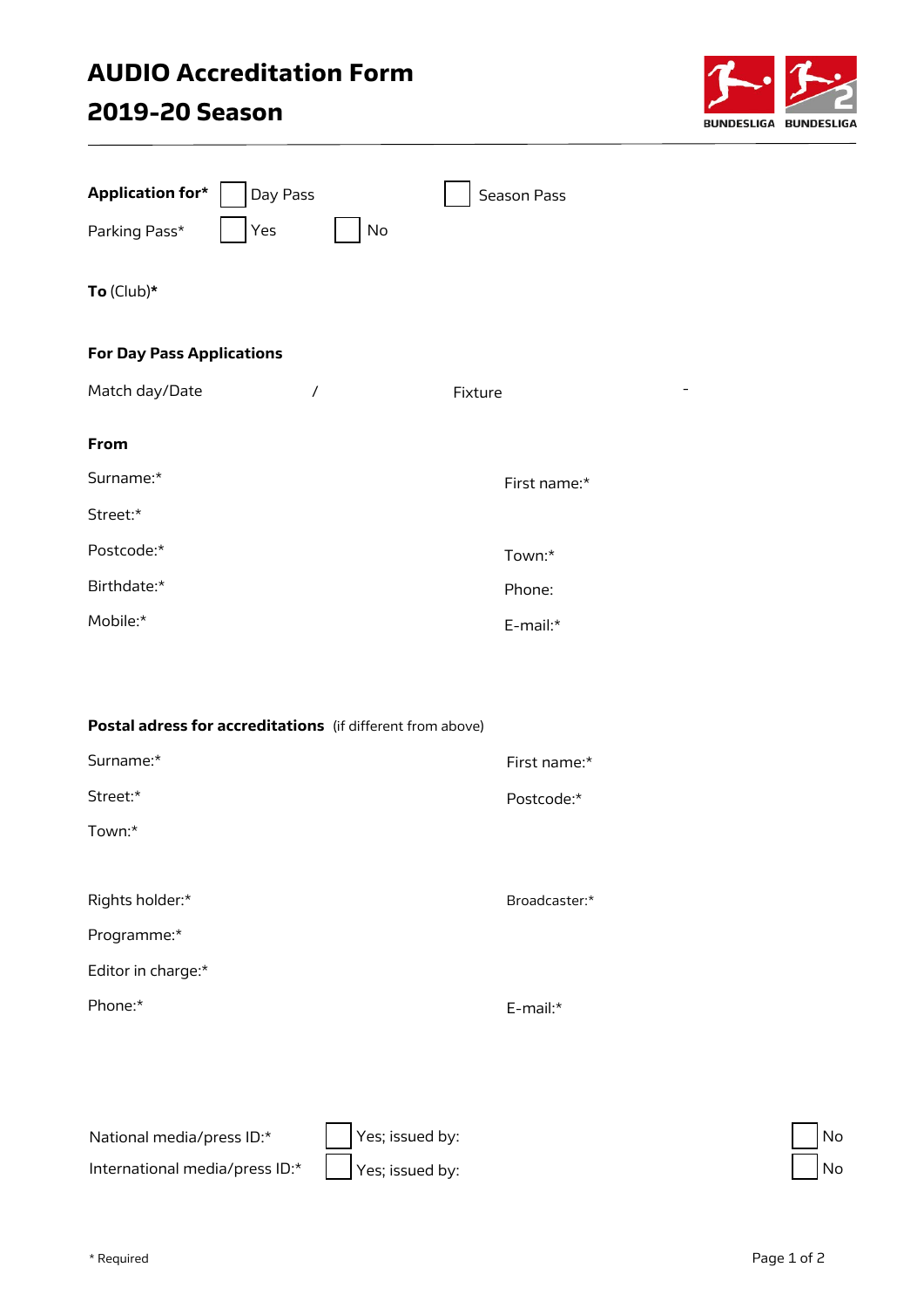# AUDIO Accreditation Form

# 2019-20 Season

BUNDESLIGA BUNDESLIGA

**Application for*** ☐ Day Pass ☐ Season Pass

Parking Pass* ☐ Yes ☐ No

**To** (Club)**\***

**For Day Pass Applications**

Match day/Date / Fixture -

**From**

Surname:* First name:*

Street:*

Postcode:* Town:*

Birthdate:* Phone:

Mobile:* E-mail:*

**Postal adress for accreditations** (if different from above)

Surname:* First name:*

Street:* Postcode:*

Town:*

Rights holder:* Broadcaster:*

Programme:*

Editor in charge:*

Phone:* E-mail:*

National media/press ID:* ☐ Yes; issued by: ☐ No

International media/press ID:* ☐ Yes; issued by: ☐ No

\* Required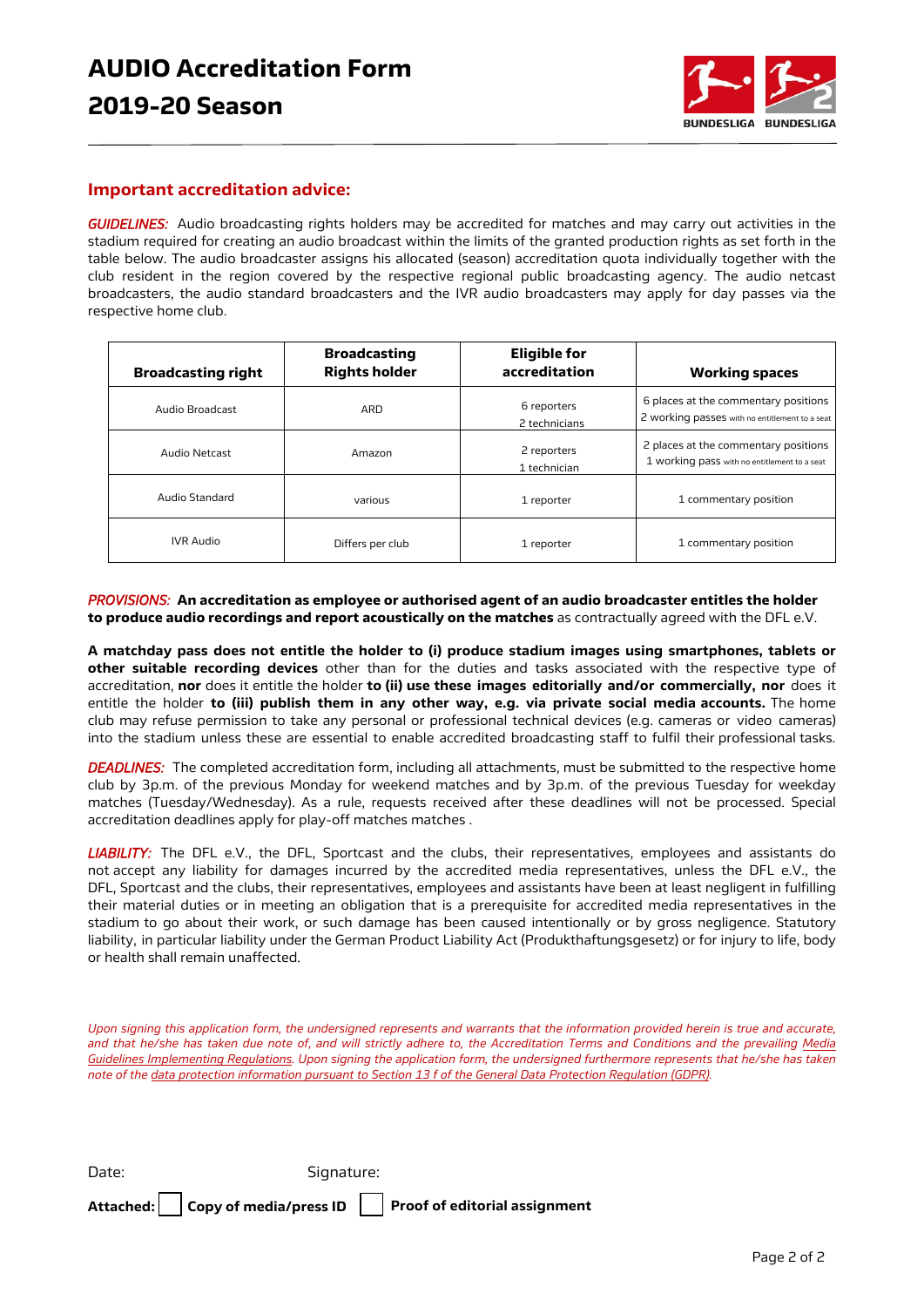# AUDIO Accreditation Form
# 2019-20 Season

BUNDESLIGA BUNDESLIGA

## Important accreditation advice:

*GUIDELINES:* Audio broadcasting rights holders may be accredited for matches and may carry out activities in the stadium required for creating an audio broadcast within the limits of the granted production rights as set forth in the table below. The audio broadcaster assigns his allocated (season) accreditation quota individually together with the club resident in the region covered by the respective regional public broadcasting agency. The audio netcast broadcasters, the audio standard broadcasters and the IVR audio broadcasters may apply for day passes via the respective home club.

| Broadcasting right | Broadcasting Rights holder | Eligible for accreditation | Working spaces |
|---|---|---|---|
| Audio Broadcast | ARD | 6 reporters<br>2 technicians | 6 places at the commentary positions<br>2 working passes with no entitlement to a seat |
| Audio Netcast | Amazon | 2 reporters<br>1 technician | 2 places at the commentary positions<br>1 working pass with no entitlement to a seat |
| Audio Standard | various | 1 reporter | 1 commentary position |
| IVR Audio | Differs per club | 1 reporter | 1 commentary position |

*PROVISIONS:* **An accreditation as employee or authorised agent of an audio broadcaster entitles the holder to produce audio recordings and report acoustically on the matches** as contractually agreed with the DFL e.V.

**A matchday pass does not entitle the holder to (i) produce stadium images using smartphones, tablets or other suitable recording devices** other than for the duties and tasks associated with the respective type of accreditation, **nor** does it entitle the holder **to (ii) use these images editorially and/or commercially, nor** does it entitle the holder **to (iii) publish them in any other way, e.g. via private social media accounts.** The home club may refuse permission to take any personal or professional technical devices (e.g. cameras or video cameras) into the stadium unless these are essential to enable accredited broadcasting staff to fulfil their professional tasks.

*DEADLINES:* The completed accreditation form, including all attachments, must be submitted to the respective home club by 3p.m. of the previous Monday for weekend matches and by 3p.m. of the previous Tuesday for weekday matches (Tuesday/Wednesday). As a rule, requests received after these deadlines will not be processed. Special accreditation deadlines apply for play-off matches matches .

*LIABILITY:* The DFL e.V., the DFL, Sportcast and the clubs, their representatives, employees and assistants do not accept any liability for damages incurred by the accredited media representatives, unless the DFL e.V., the DFL, Sportcast and the clubs, their representatives, employees and assistants have been at least negligent in fulfilling their material duties or in meeting an obligation that is a prerequisite for accredited media representatives in the stadium to go about their work, or such damage has been caused intentionally or by gross negligence. Statutory liability, in particular liability under the German Product Liability Act (Produkthaftungsgesetz) or for injury to life, body or health shall remain unaffected.

*Upon signing this application form, the undersigned represents and warrants that the information provided herein is true and accurate, and that he/she has taken due note of, and will strictly adhere to, the Accreditation Terms and Conditions and the prevailing Media Guidelines Implementing Regulations. Upon signing the application form, the undersigned furthermore represents that he/she has taken note of the data protection information pursuant to Section 13 f of the General Data Protection Regulation (GDPR).*

Date: Signature:

**Attached:** ☐ **Copy of media/press ID** ☐ **Proof of editorial assignment**